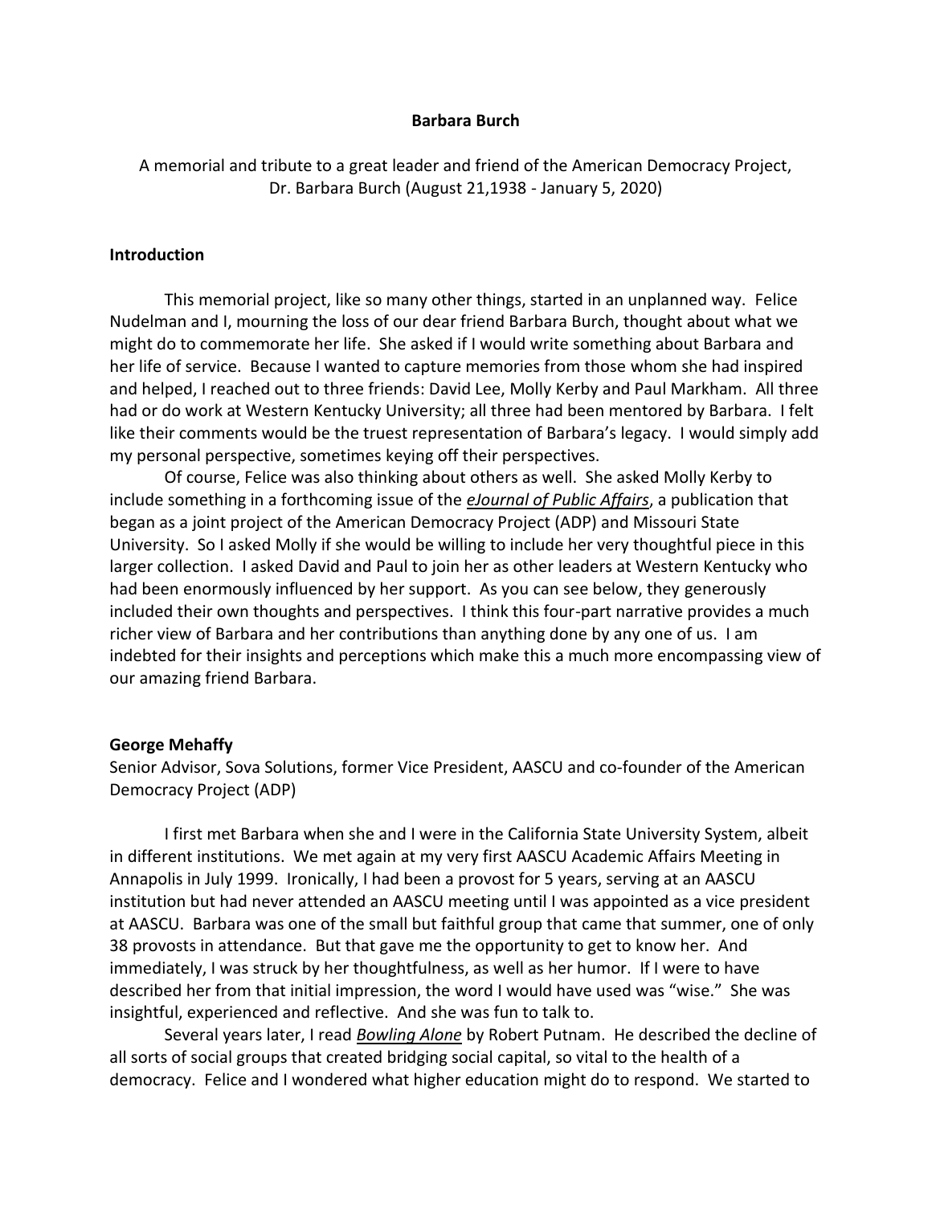# Barbara Burch

A memorial and tribute to a great leader and friend of the American Democracy Project, Dr. Barbara Burch (August 21,1938 - January 5, 2020)

## Introduction

This memorial project, like so many other things, started in an unplanned way. Felice Nudelman and I, mourning the loss of our dear friend Barbara Burch, thought about what we might do to commemorate her life. She asked if I would write something about Barbara and her life of service. Because I wanted to capture memories from those whom she had inspired and helped, I reached out to three friends: David Lee, Molly Kerby and Paul Markham. All three had or do work at Western Kentucky University; all three had been mentored by Barbara. I felt like their comments would be the truest representation of Barbara's legacy. I would simply add my personal perspective, sometimes keying off their perspectives.

Of course, Felice was also thinking about others as well. She asked Molly Kerby to include something in a forthcoming issue of the ***eJournal of Public Affairs***, a publication that began as a joint project of the American Democracy Project (ADP) and Missouri State University. So I asked Molly if she would be willing to include her very thoughtful piece in this larger collection. I asked David and Paul to join her as other leaders at Western Kentucky who had been enormously influenced by her support. As you can see below, they generously included their own thoughts and perspectives. I think this four-part narrative provides a much richer view of Barbara and her contributions than anything done by any one of us. I am indebted for their insights and perceptions which make this a much more encompassing view of our amazing friend Barbara.

## George Mehaffy

Senior Advisor, Sova Solutions, former Vice President, AASCU and co-founder of the American Democracy Project (ADP)

I first met Barbara when she and I were in the California State University System, albeit in different institutions. We met again at my very first AASCU Academic Affairs Meeting in Annapolis in July 1999. Ironically, I had been a provost for 5 years, serving at an AASCU institution but had never attended an AASCU meeting until I was appointed as a vice president at AASCU. Barbara was one of the small but faithful group that came that summer, one of only 38 provosts in attendance. But that gave me the opportunity to get to know her. And immediately, I was struck by her thoughtfulness, as well as her humor. If I were to have described her from that initial impression, the word I would have used was "wise." She was insightful, experienced and reflective. And she was fun to talk to.

Several years later, I read ***Bowling Alone*** by Robert Putnam. He described the decline of all sorts of social groups that created bridging social capital, so vital to the health of a democracy. Felice and I wondered what higher education might do to respond. We started to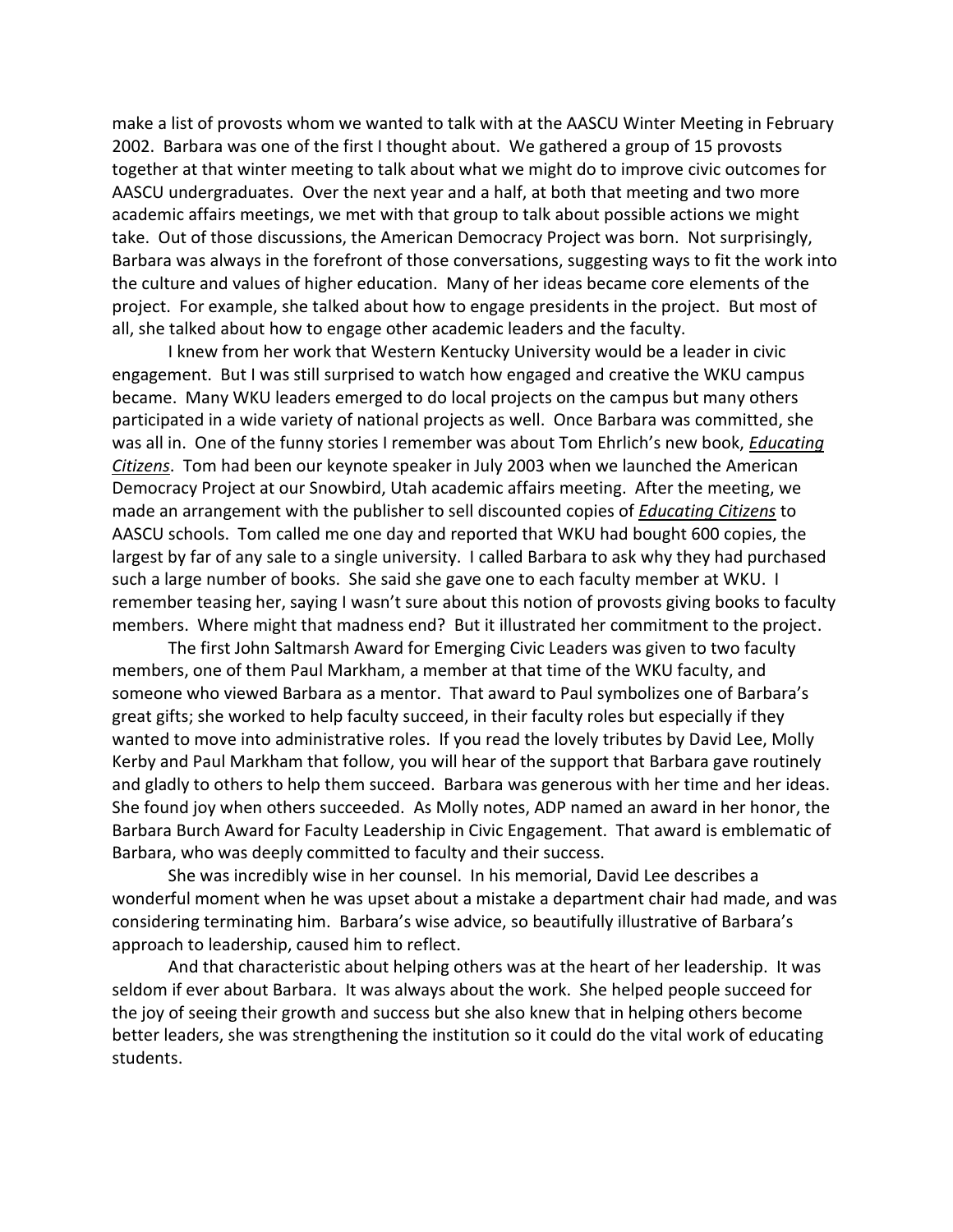make a list of provosts whom we wanted to talk with at the AASCU Winter Meeting in February 2002. Barbara was one of the first I thought about. We gathered a group of 15 provosts together at that winter meeting to talk about what we might do to improve civic outcomes for AASCU undergraduates. Over the next year and a half, at both that meeting and two more academic affairs meetings, we met with that group to talk about possible actions we might take. Out of those discussions, the American Democracy Project was born. Not surprisingly, Barbara was always in the forefront of those conversations, suggesting ways to fit the work into the culture and values of higher education. Many of her ideas became core elements of the project. For example, she talked about how to engage presidents in the project. But most of all, she talked about how to engage other academic leaders and the faculty.

I knew from her work that Western Kentucky University would be a leader in civic engagement. But I was still surprised to watch how engaged and creative the WKU campus became. Many WKU leaders emerged to do local projects on the campus but many others participated in a wide variety of national projects as well. Once Barbara was committed, she was all in. One of the funny stories I remember was about Tom Ehrlich's new book, _**Educating Citizens**_. Tom had been our keynote speaker in July 2003 when we launched the American Democracy Project at our Snowbird, Utah academic affairs meeting. After the meeting, we made an arrangement with the publisher to sell discounted copies of _**Educating Citizens**_ to AASCU schools. Tom called me one day and reported that WKU had bought 600 copies, the largest by far of any sale to a single university. I called Barbara to ask why they had purchased such a large number of books. She said she gave one to each faculty member at WKU. I remember teasing her, saying I wasn't sure about this notion of provosts giving books to faculty members. Where might that madness end? But it illustrated her commitment to the project.

The first John Saltmarsh Award for Emerging Civic Leaders was given to two faculty members, one of them Paul Markham, a member at that time of the WKU faculty, and someone who viewed Barbara as a mentor. That award to Paul symbolizes one of Barbara's great gifts; she worked to help faculty succeed, in their faculty roles but especially if they wanted to move into administrative roles. If you read the lovely tributes by David Lee, Molly Kerby and Paul Markham that follow, you will hear of the support that Barbara gave routinely and gladly to others to help them succeed. Barbara was generous with her time and her ideas. She found joy when others succeeded. As Molly notes, ADP named an award in her honor, the Barbara Burch Award for Faculty Leadership in Civic Engagement. That award is emblematic of Barbara, who was deeply committed to faculty and their success.

She was incredibly wise in her counsel. In his memorial, David Lee describes a wonderful moment when he was upset about a mistake a department chair had made, and was considering terminating him. Barbara's wise advice, so beautifully illustrative of Barbara's approach to leadership, caused him to reflect.

And that characteristic about helping others was at the heart of her leadership. It was seldom if ever about Barbara. It was always about the work. She helped people succeed for the joy of seeing their growth and success but she also knew that in helping others become better leaders, she was strengthening the institution so it could do the vital work of educating students.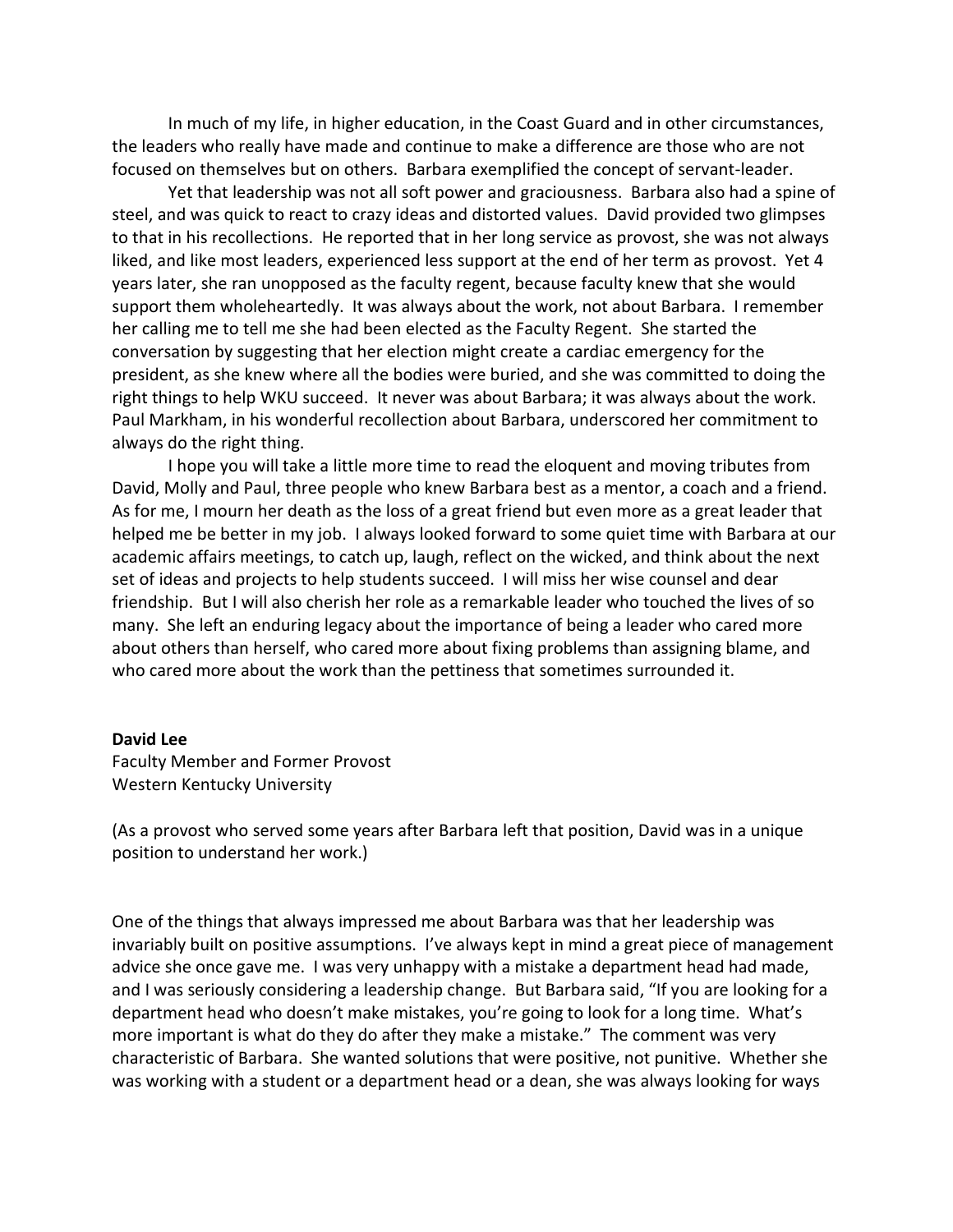In much of my life, in higher education, in the Coast Guard and in other circumstances, the leaders who really have made and continue to make a difference are those who are not focused on themselves but on others. Barbara exemplified the concept of servant-leader.

Yet that leadership was not all soft power and graciousness. Barbara also had a spine of steel, and was quick to react to crazy ideas and distorted values. David provided two glimpses to that in his recollections. He reported that in her long service as provost, she was not always liked, and like most leaders, experienced less support at the end of her term as provost. Yet 4 years later, she ran unopposed as the faculty regent, because faculty knew that she would support them wholeheartedly. It was always about the work, not about Barbara. I remember her calling me to tell me she had been elected as the Faculty Regent. She started the conversation by suggesting that her election might create a cardiac emergency for the president, as she knew where all the bodies were buried, and she was committed to doing the right things to help WKU succeed. It never was about Barbara; it was always about the work. Paul Markham, in his wonderful recollection about Barbara, underscored her commitment to always do the right thing.

I hope you will take a little more time to read the eloquent and moving tributes from David, Molly and Paul, three people who knew Barbara best as a mentor, a coach and a friend. As for me, I mourn her death as the loss of a great friend but even more as a great leader that helped me be better in my job. I always looked forward to some quiet time with Barbara at our academic affairs meetings, to catch up, laugh, reflect on the wicked, and think about the next set of ideas and projects to help students succeed. I will miss her wise counsel and dear friendship. But I will also cherish her role as a remarkable leader who touched the lives of so many. She left an enduring legacy about the importance of being a leader who cared more about others than herself, who cared more about fixing problems than assigning blame, and who cared more about the work than the pettiness that sometimes surrounded it.

**David Lee**
Faculty Member and Former Provost
Western Kentucky University

(As a provost who served some years after Barbara left that position, David was in a unique position to understand her work.)

One of the things that always impressed me about Barbara was that her leadership was invariably built on positive assumptions. I've always kept in mind a great piece of management advice she once gave me. I was very unhappy with a mistake a department head had made, and I was seriously considering a leadership change. But Barbara said, "If you are looking for a department head who doesn't make mistakes, you're going to look for a long time. What's more important is what do they do after they make a mistake." The comment was very characteristic of Barbara. She wanted solutions that were positive, not punitive. Whether she was working with a student or a department head or a dean, she was always looking for ways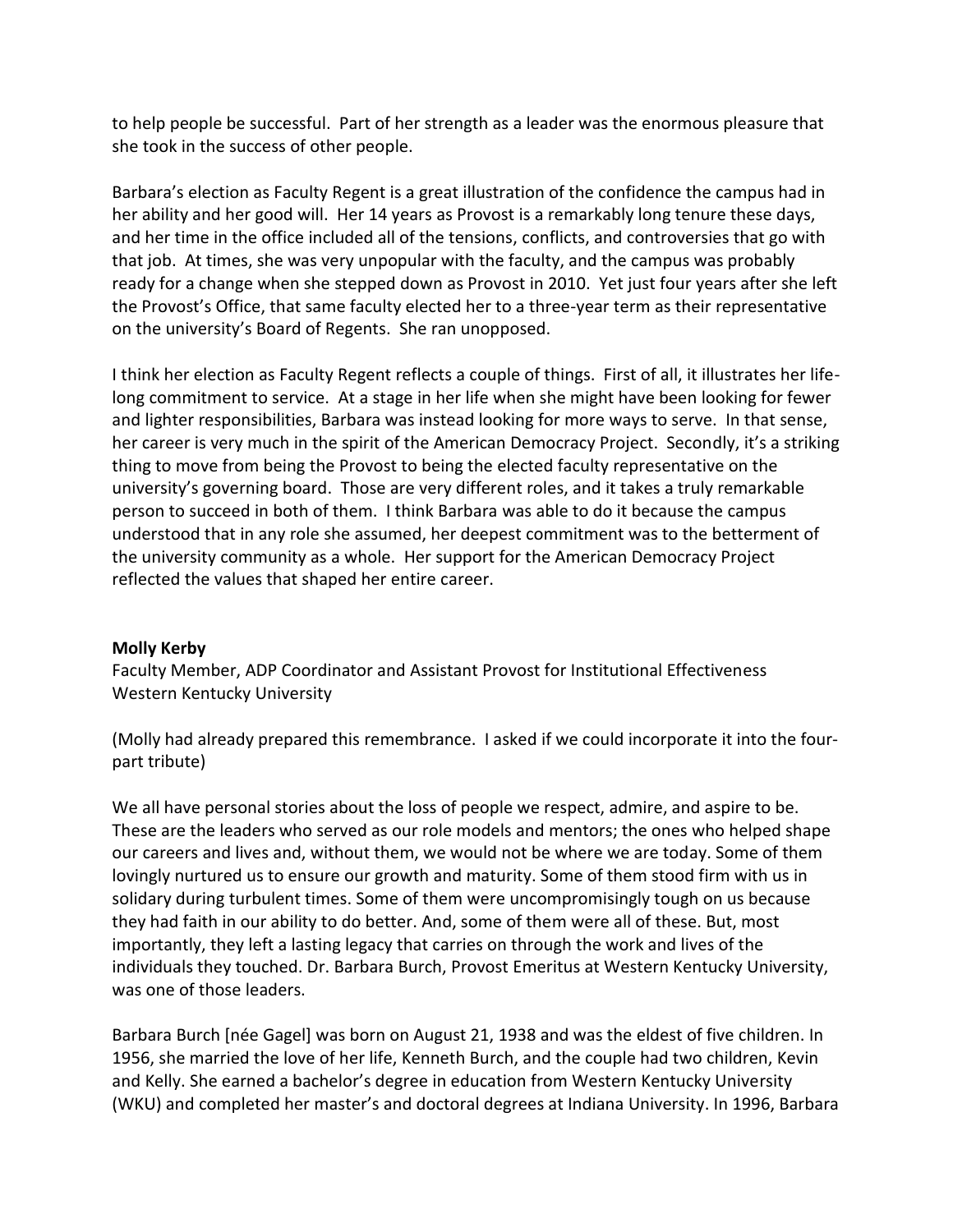to help people be successful. Part of her strength as a leader was the enormous pleasure that she took in the success of other people.

Barbara's election as Faculty Regent is a great illustration of the confidence the campus had in her ability and her good will. Her 14 years as Provost is a remarkably long tenure these days, and her time in the office included all of the tensions, conflicts, and controversies that go with that job. At times, she was very unpopular with the faculty, and the campus was probably ready for a change when she stepped down as Provost in 2010. Yet just four years after she left the Provost's Office, that same faculty elected her to a three-year term as their representative on the university's Board of Regents. She ran unopposed.

I think her election as Faculty Regent reflects a couple of things. First of all, it illustrates her life-long commitment to service. At a stage in her life when she might have been looking for fewer and lighter responsibilities, Barbara was instead looking for more ways to serve. In that sense, her career is very much in the spirit of the American Democracy Project. Secondly, it's a striking thing to move from being the Provost to being the elected faculty representative on the university's governing board. Those are very different roles, and it takes a truly remarkable person to succeed in both of them. I think Barbara was able to do it because the campus understood that in any role she assumed, her deepest commitment was to the betterment of the university community as a whole. Her support for the American Democracy Project reflected the values that shaped her entire career.

**Molly Kerby**
Faculty Member, ADP Coordinator and Assistant Provost for Institutional Effectiveness
Western Kentucky University

(Molly had already prepared this remembrance. I asked if we could incorporate it into the four-part tribute)

We all have personal stories about the loss of people we respect, admire, and aspire to be. These are the leaders who served as our role models and mentors; the ones who helped shape our careers and lives and, without them, we would not be where we are today. Some of them lovingly nurtured us to ensure our growth and maturity. Some of them stood firm with us in solidary during turbulent times. Some of them were uncompromisingly tough on us because they had faith in our ability to do better. And, some of them were all of these. But, most importantly, they left a lasting legacy that carries on through the work and lives of the individuals they touched. Dr. Barbara Burch, Provost Emeritus at Western Kentucky University, was one of those leaders.

Barbara Burch [née Gagel] was born on August 21, 1938 and was the eldest of five children. In 1956, she married the love of her life, Kenneth Burch, and the couple had two children, Kevin and Kelly. She earned a bachelor's degree in education from Western Kentucky University (WKU) and completed her master's and doctoral degrees at Indiana University. In 1996, Barbara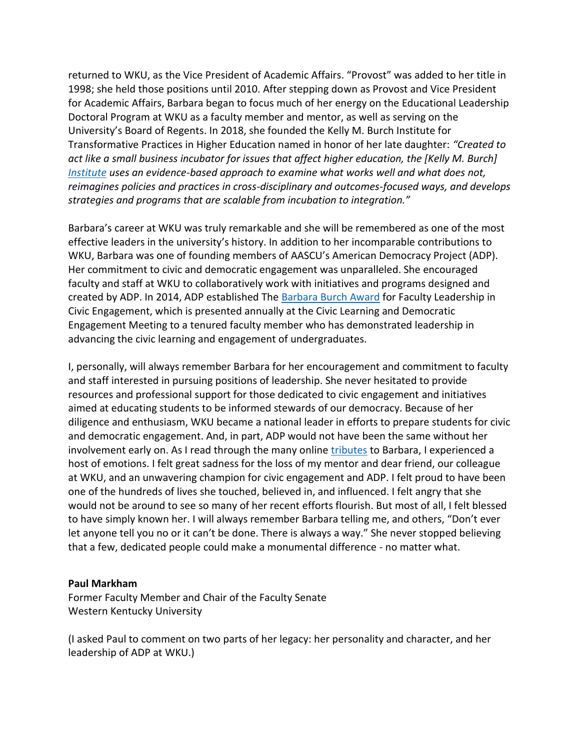returned to WKU, as the Vice President of Academic Affairs. "Provost" was added to her title in 1998; she held those positions until 2010. After stepping down as Provost and Vice President for Academic Affairs, Barbara began to focus much of her energy on the Educational Leadership Doctoral Program at WKU as a faculty member and mentor, as well as serving on the University's Board of Regents. In 2018, she founded the Kelly M. Burch Institute for Transformative Practices in Higher Education named in honor of her late daughter: *"Created to act like a small business incubator for issues that affect higher education, the [Kelly M. Burch] Institute uses an evidence-based approach to examine what works well and what does not, reimagines policies and practices in cross-disciplinary and outcomes-focused ways, and develops strategies and programs that are scalable from incubation to integration."*

Barbara's career at WKU was truly remarkable and she will be remembered as one of the most effective leaders in the university's history. In addition to her incomparable contributions to WKU, Barbara was one of founding members of AASCU's American Democracy Project (ADP). Her commitment to civic and democratic engagement was unparalleled. She encouraged faculty and staff at WKU to collaboratively work with initiatives and programs designed and created by ADP. In 2014, ADP established The Barbara Burch Award for Faculty Leadership in Civic Engagement, which is presented annually at the Civic Learning and Democratic Engagement Meeting to a tenured faculty member who has demonstrated leadership in advancing the civic learning and engagement of undergraduates.

I, personally, will always remember Barbara for her encouragement and commitment to faculty and staff interested in pursuing positions of leadership. She never hesitated to provide resources and professional support for those dedicated to civic engagement and initiatives aimed at educating students to be informed stewards of our democracy. Because of her diligence and enthusiasm, WKU became a national leader in efforts to prepare students for civic and democratic engagement. And, in part, ADP would not have been the same without her involvement early on. As I read through the many online tributes to Barbara, I experienced a host of emotions. I felt great sadness for the loss of my mentor and dear friend, our colleague at WKU, and an unwavering champion for civic engagement and ADP. I felt proud to have been one of the hundreds of lives she touched, believed in, and influenced. I felt angry that she would not be around to see so many of her recent efforts flourish. But most of all, I felt blessed to have simply known her. I will always remember Barbara telling me, and others, "Don't ever let anyone tell you no or it can't be done. There is always a way." She never stopped believing that a few, dedicated people could make a monumental difference - no matter what.

**Paul Markham**
Former Faculty Member and Chair of the Faculty Senate
Western Kentucky University

(I asked Paul to comment on two parts of her legacy: her personality and character, and her leadership of ADP at WKU.)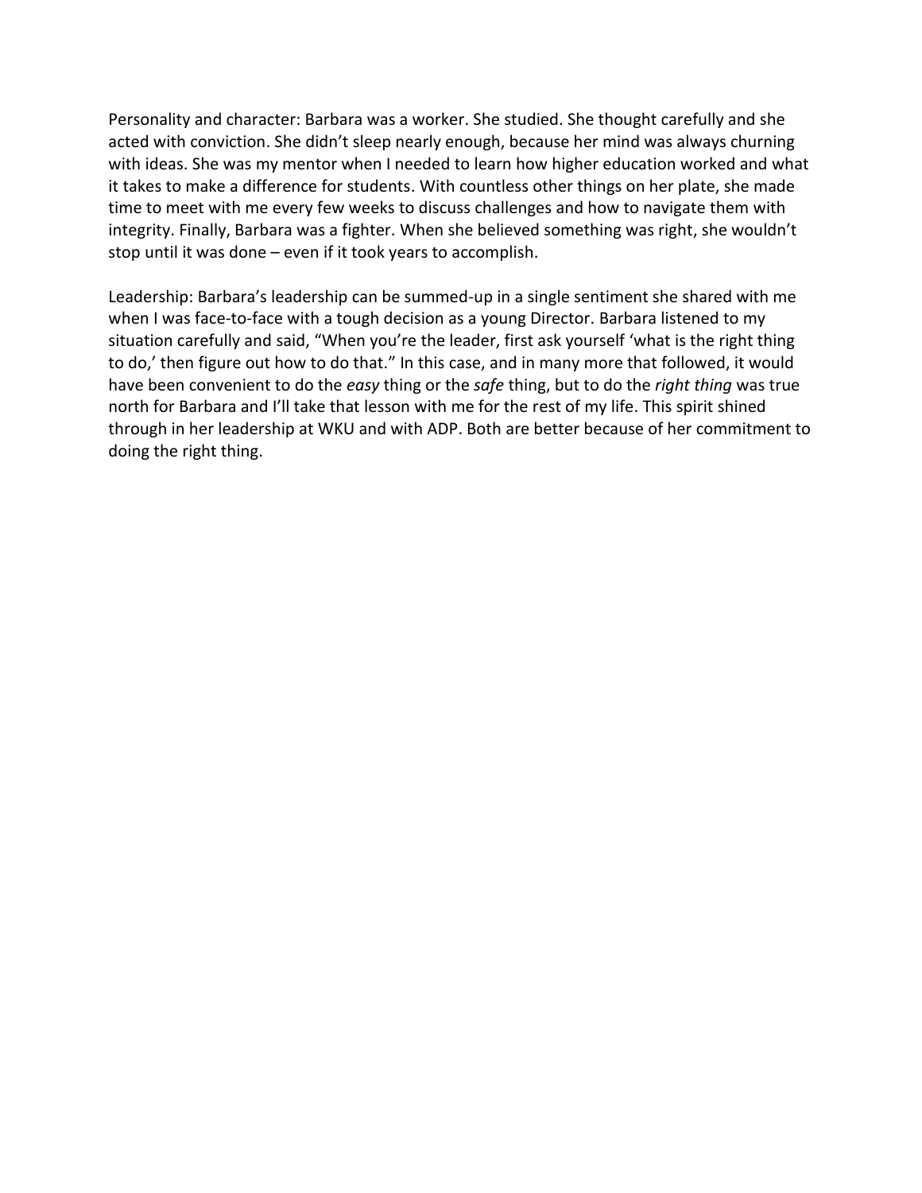Personality and character: Barbara was a worker. She studied. She thought carefully and she acted with conviction. She didn't sleep nearly enough, because her mind was always churning with ideas. She was my mentor when I needed to learn how higher education worked and what it takes to make a difference for students. With countless other things on her plate, she made time to meet with me every few weeks to discuss challenges and how to navigate them with integrity. Finally, Barbara was a fighter. When she believed something was right, she wouldn't stop until it was done – even if it took years to accomplish.

Leadership: Barbara's leadership can be summed-up in a single sentiment she shared with me when I was face-to-face with a tough decision as a young Director. Barbara listened to my situation carefully and said, "When you're the leader, first ask yourself 'what is the right thing to do,' then figure out how to do that." In this case, and in many more that followed, it would have been convenient to do the *easy* thing or the *safe* thing, but to do the *right thing* was true north for Barbara and I'll take that lesson with me for the rest of my life. This spirit shined through in her leadership at WKU and with ADP. Both are better because of her commitment to doing the right thing.